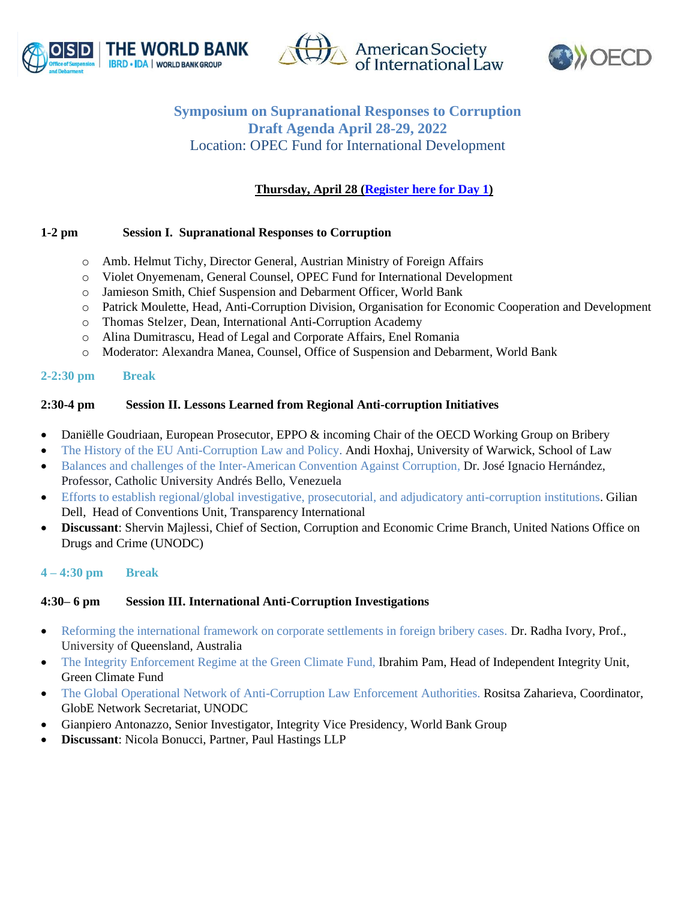# Symposium on Supranational Responses to Corruption

## Draft Agenda April 28-29, 2022

Location: OPEC Fund for International Development

### Thursday, April 28 (Register here for Day 1)

**1-2 pm Session I. Supranational Responses to Corruption**

- Amb. Helmut Tichy, Director General, Austrian Ministry of Foreign Affairs
- Violet Onyemenam, General Counsel, OPEC Fund for International Development
- Jamieson Smith, Chief Suspension and Debarment Officer, World Bank
- Patrick Moulette, Head, Anti-Corruption Division, Organisation for Economic Cooperation and Development
- Thomas Stelzer, Dean, International Anti-Corruption Academy
- Alina Dumitrascu, Head of Legal and Corporate Affairs, Enel Romania
- Moderator: Alexandra Manea, Counsel, Office of Suspension and Debarment, World Bank

**2-2:30 pm Break**

**2:30-4 pm Session II. Lessons Learned from Regional Anti-corruption Initiatives**

- Daniëlle Goudriaan, European Prosecutor, EPPO & incoming Chair of the OECD Working Group on Bribery
- The History of the EU Anti-Corruption Law and Policy. Andi Hoxhaj, University of Warwick, School of Law
- Balances and challenges of the Inter-American Convention Against Corruption, Dr. José Ignacio Hernández, Professor, Catholic University Andrés Bello, Venezuela
- Efforts to establish regional/global investigative, prosecutorial, and adjudicatory anti-corruption institutions. Gilian Dell, Head of Conventions Unit, Transparency International
- **Discussant**: Shervin Majlessi, Chief of Section, Corruption and Economic Crime Branch, United Nations Office on Drugs and Crime (UNODC)

**4 – 4:30 pm Break**

**4:30– 6 pm Session III. International Anti-Corruption Investigations**

- Reforming the international framework on corporate settlements in foreign bribery cases. Dr. Radha Ivory, Prof., University of Queensland, Australia
- The Integrity Enforcement Regime at the Green Climate Fund, Ibrahim Pam, Head of Independent Integrity Unit, Green Climate Fund
- The Global Operational Network of Anti-Corruption Law Enforcement Authorities. Rositsa Zaharieva, Coordinator, GlobE Network Secretariat, UNODC
- Gianpiero Antonazzo, Senior Investigator, Integrity Vice Presidency, World Bank Group
- **Discussant**: Nicola Bonucci, Partner, Paul Hastings LLP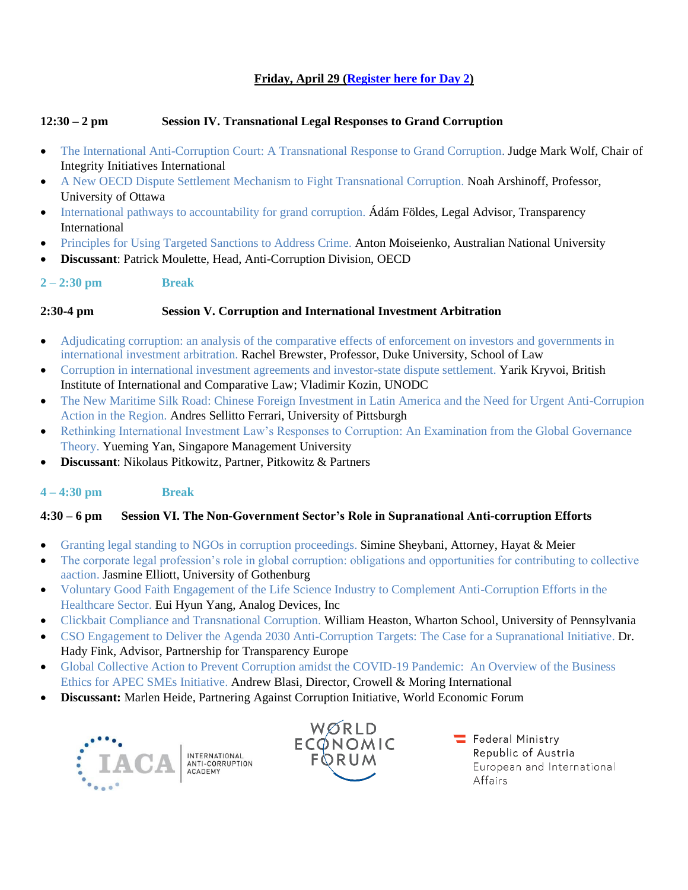**Friday, April 29 (Register here for Day 2)**

**12:30 – 2 pm Session IV. Transnational Legal Responses to Grand Corruption**

- The International Anti-Corruption Court: A Transnational Response to Grand Corruption. Judge Mark Wolf, Chair of Integrity Initiatives International
- A New OECD Dispute Settlement Mechanism to Fight Transnational Corruption. Noah Arshinoff, Professor, University of Ottawa
- International pathways to accountability for grand corruption. Ádám Földes, Legal Advisor, Transparency International
- Principles for Using Targeted Sanctions to Address Crime. Anton Moiseienko, Australian National University
- **Discussant**: Patrick Moulette, Head, Anti-Corruption Division, OECD

**2 – 2:30 pm Break**

**2:30-4 pm Session V. Corruption and International Investment Arbitration**

- Adjudicating corruption: an analysis of the comparative effects of enforcement on investors and governments in international investment arbitration. Rachel Brewster, Professor, Duke University, School of Law
- Corruption in international investment agreements and investor-state dispute settlement. Yarik Kryvoi, British Institute of International and Comparative Law; Vladimir Kozin, UNODC
- The New Maritime Silk Road: Chinese Foreign Investment in Latin America and the Need for Urgent Anti-Corrupion Action in the Region. Andres Sellitto Ferrari, University of Pittsburgh
- Rethinking International Investment Law's Responses to Corruption: An Examination from the Global Governance Theory. Yueming Yan, Singapore Management University
- **Discussant**: Nikolaus Pitkowitz, Partner, Pitkowitz & Partners

**4 – 4:30 pm Break**

**4:30 – 6 pm Session VI. The Non-Government Sector's Role in Supranational Anti-corruption Efforts**

- Granting legal standing to NGOs in corruption proceedings. Simine Sheybani, Attorney, Hayat & Meier
- The corporate legal profession's role in global corruption: obligations and opportunities for contributing to collective aaction. Jasmine Elliott, University of Gothenburg
- Voluntary Good Faith Engagement of the Life Science Industry to Complement Anti-Corruption Efforts in the Healthcare Sector. Eui Hyun Yang, Analog Devices, Inc
- Clickbait Compliance and Transnational Corruption. William Heaston, Wharton School, University of Pennsylvania
- CSO Engagement to Deliver the Agenda 2030 Anti-Corruption Targets: The Case for a Supranational Initiative. Dr. Hady Fink, Advisor, Partnership for Transparency Europe
- Global Collective Action to Prevent Corruption amidst the COVID-19 Pandemic: An Overview of the Business Ethics for APEC SMEs Initiative. Andrew Blasi, Director, Crowell & Moring International
- **Discussant:** Marlen Heide, Partnering Against Corruption Initiative, World Economic Forum

IACA INTERNATIONAL ANTI-CORRUPTION ACADEMY

WORLD ECONOMIC FORUM

Federal Ministry Republic of Austria European and International Affairs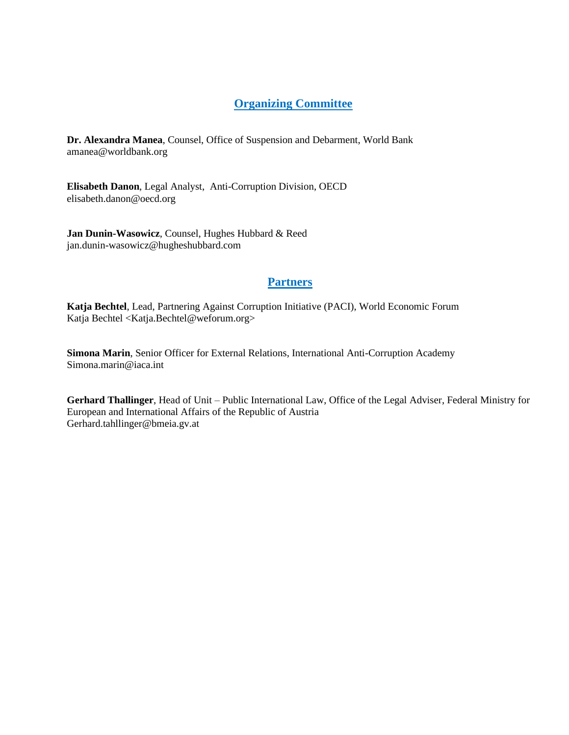## Organizing Committee

**Dr. Alexandra Manea**, Counsel, Office of Suspension and Debarment, World Bank
amanea@worldbank.org

**Elisabeth Danon**, Legal Analyst, Anti-Corruption Division, OECD
elisabeth.danon@oecd.org

**Jan Dunin-Wasowicz**, Counsel, Hughes Hubbard & Reed
jan.dunin-wasowicz@hugheshubbard.com

## Partners

**Katja Bechtel**, Lead, Partnering Against Corruption Initiative (PACI), World Economic Forum
Katja Bechtel <Katja.Bechtel@weforum.org>

**Simona Marin**, Senior Officer for External Relations, International Anti-Corruption Academy
Simona.marin@iaca.int

**Gerhard Thallinger**, Head of Unit – Public International Law, Office of the Legal Adviser, Federal Ministry for European and International Affairs of the Republic of Austria
Gerhard.tahllinger@bmeia.gv.at